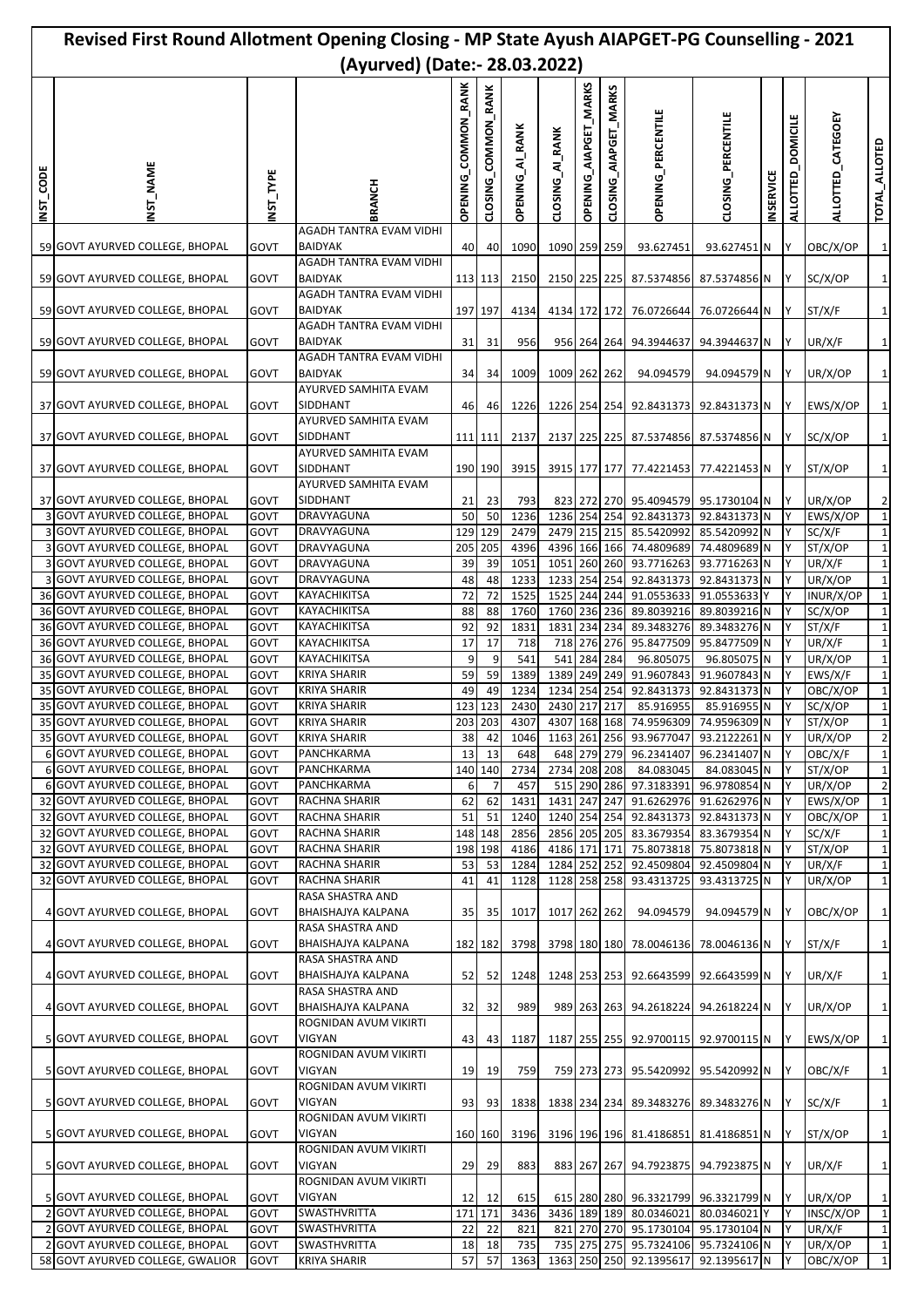# Revised First Round Allotment Opening Closing - MP State Ayush AIAPGET-PG Counselling - 2021 (Ayurved) (Date:- 28.03.2022)

| INST_CODE | INST_NAME | INST_TYPE | BRANCH | OPENING_COMMON_RANK | CLOSING_COMMON_RANK | OPENING_AI_RANK | CLOSING_AI_RANK | OPENING_AIAPGET_MARKS | CLOSING_AIAPGET_MARKS | OPENING_PERCENTILE | CLOSING_PERCENTILE | INSERVICE | ALLOTTED_DOMICILE | ALLOTTED_CATEGOEY | TOTAL_ALLOTED |
|---|---|---|---|---|---|---|---|---|---|---|---|---|---|---|---|
| 59 | GOVT AYURVED COLLEGE, BHOPAL | GOVT | AGADH TANTRA EVAM VIDHI BAIDYAK | 40 | 40 | 1090 | 1090 | 259 | 259 | 93.627451 | 93.627451 | N | Y | OBC/X/OP | 1 |
| 59 | GOVT AYURVED COLLEGE, BHOPAL | GOVT | AGADH TANTRA EVAM VIDHI BAIDYAK | 113 | 113 | 2150 | 2150 | 225 | 225 | 87.5374856 | 87.5374856 | N | Y | SC/X/OP | 1 |
| 59 | GOVT AYURVED COLLEGE, BHOPAL | GOVT | AGADH TANTRA EVAM VIDHI BAIDYAK | 197 | 197 | 4134 | 4134 | 172 | 172 | 76.0726644 | 76.0726644 | N | Y | ST/X/F | 1 |
| 59 | GOVT AYURVED COLLEGE, BHOPAL | GOVT | AGADH TANTRA EVAM VIDHI BAIDYAK | 31 | 31 | 956 | 956 | 264 | 264 | 94.3944637 | 94.3944637 | N | Y | UR/X/F | 1 |
| 59 | GOVT AYURVED COLLEGE, BHOPAL | GOVT | AGADH TANTRA EVAM VIDHI BAIDYAK | 34 | 34 | 1009 | 1009 | 262 | 262 | 94.094579 | 94.094579 | N | Y | UR/X/OP | 1 |
| 37 | GOVT AYURVED COLLEGE, BHOPAL | GOVT | AYURVED SAMHITA EVAM SIDDHANT | 46 | 46 | 1226 | 1226 | 254 | 254 | 92.8431373 | 92.8431373 | N | Y | EWS/X/OP | 1 |
| 37 | GOVT AYURVED COLLEGE, BHOPAL | GOVT | AYURVED SAMHITA EVAM SIDDHANT | 111 | 111 | 2137 | 2137 | 225 | 225 | 87.5374856 | 87.5374856 | N | Y | SC/X/OP | 1 |
| 37 | GOVT AYURVED COLLEGE, BHOPAL | GOVT | AYURVED SAMHITA EVAM SIDDHANT | 190 | 190 | 3915 | 3915 | 177 | 177 | 77.4221453 | 77.4221453 | N | Y | ST/X/OP | 1 |
| 37 | GOVT AYURVED COLLEGE, BHOPAL | GOVT | AYURVED SAMHITA EVAM SIDDHANT | 21 | 23 | 793 | 823 | 272 | 270 | 95.4094579 | 95.1730104 | N | Y | UR/X/OP | 2 |
| 3 | GOVT AYURVED COLLEGE, BHOPAL | GOVT | DRAVYAGUNA | 50 | 50 | 1236 | 1236 | 254 | 254 | 92.8431373 | 92.8431373 | N | Y | EWS/X/OP | 1 |
| 3 | GOVT AYURVED COLLEGE, BHOPAL | GOVT | DRAVYAGUNA | 129 | 129 | 2479 | 2479 | 215 | 215 | 85.5420992 | 85.5420992 | N | Y | SC/X/F | 1 |
| 3 | GOVT AYURVED COLLEGE, BHOPAL | GOVT | DRAVYAGUNA | 205 | 205 | 4396 | 4396 | 166 | 166 | 74.4809689 | 74.4809689 | N | Y | ST/X/OP | 1 |
| 3 | GOVT AYURVED COLLEGE, BHOPAL | GOVT | DRAVYAGUNA | 39 | 39 | 1051 | 1051 | 260 | 260 | 93.7716263 | 93.7716263 | N | Y | UR/X/F | 1 |
| 3 | GOVT AYURVED COLLEGE, BHOPAL | GOVT | DRAVYAGUNA | 48 | 48 | 1233 | 1233 | 254 | 254 | 92.8431373 | 92.8431373 | N | Y | UR/X/OP | 1 |
| 36 | GOVT AYURVED COLLEGE, BHOPAL | GOVT | KAYACHIKITSA | 72 | 72 | 1525 | 1525 | 244 | 244 | 91.0553633 | 91.0553633 | Y | Y | INUR/X/OP | 1 |
| 36 | GOVT AYURVED COLLEGE, BHOPAL | GOVT | KAYACHIKITSA | 88 | 88 | 1760 | 1760 | 236 | 236 | 89.8039216 | 89.8039216 | N | Y | SC/X/OP | 1 |
| 36 | GOVT AYURVED COLLEGE, BHOPAL | GOVT | KAYACHIKITSA | 92 | 92 | 1831 | 1831 | 234 | 234 | 89.3483276 | 89.3483276 | N | Y | ST/X/F | 1 |
| 36 | GOVT AYURVED COLLEGE, BHOPAL | GOVT | KAYACHIKITSA | 17 | 17 | 718 | 718 | 276 | 276 | 95.8477509 | 95.8477509 | N | Y | UR/X/F | 1 |
| 36 | GOVT AYURVED COLLEGE, BHOPAL | GOVT | KAYACHIKITSA | 9 | 9 | 541 | 541 | 284 | 284 | 96.805075 | 96.805075 | N | Y | UR/X/OP | 1 |
| 35 | GOVT AYURVED COLLEGE, BHOPAL | GOVT | KRIYA SHARIR | 59 | 59 | 1389 | 1389 | 249 | 249 | 91.9607843 | 91.9607843 | N | Y | EWS/X/F | 1 |
| 35 | GOVT AYURVED COLLEGE, BHOPAL | GOVT | KRIYA SHARIR | 49 | 49 | 1234 | 1234 | 254 | 254 | 92.8431373 | 92.8431373 | N | Y | OBC/X/OP | 1 |
| 35 | GOVT AYURVED COLLEGE, BHOPAL | GOVT | KRIYA SHARIR | 123 | 123 | 2430 | 2430 | 217 | 217 | 85.916955 | 85.916955 | N | Y | SC/X/OP | 1 |
| 35 | GOVT AYURVED COLLEGE, BHOPAL | GOVT | KRIYA SHARIR | 203 | 203 | 4307 | 4307 | 168 | 168 | 74.9596309 | 74.9596309 | N | Y | ST/X/OP | 1 |
| 35 | GOVT AYURVED COLLEGE, BHOPAL | GOVT | KRIYA SHARIR | 38 | 42 | 1046 | 1163 | 261 | 256 | 93.9677047 | 93.2122261 | N | Y | UR/X/OP | 2 |
| 6 | GOVT AYURVED COLLEGE, BHOPAL | GOVT | PANCHKARMA | 13 | 13 | 648 | 648 | 279 | 279 | 96.2341407 | 96.2341407 | N | Y | OBC/X/F | 1 |
| 6 | GOVT AYURVED COLLEGE, BHOPAL | GOVT | PANCHKARMA | 140 | 140 | 2734 | 2734 | 208 | 208 | 84.083045 | 84.083045 | N | Y | ST/X/OP | 1 |
| 6 | GOVT AYURVED COLLEGE, BHOPAL | GOVT | PANCHKARMA | 6 | 7 | 457 | 515 | 290 | 286 | 97.3183391 | 96.9780854 | N | Y | UR/X/OP | 2 |
| 32 | GOVT AYURVED COLLEGE, BHOPAL | GOVT | RACHNA SHARIR | 62 | 62 | 1431 | 1431 | 247 | 247 | 91.6262976 | 91.6262976 | N | Y | EWS/X/OP | 1 |
| 32 | GOVT AYURVED COLLEGE, BHOPAL | GOVT | RACHNA SHARIR | 51 | 51 | 1240 | 1240 | 254 | 254 | 92.8431373 | 92.8431373 | N | Y | OBC/X/OP | 1 |
| 32 | GOVT AYURVED COLLEGE, BHOPAL | GOVT | RACHNA SHARIR | 148 | 148 | 2856 | 2856 | 205 | 205 | 83.3679354 | 83.3679354 | N | Y | SC/X/F | 1 |
| 32 | GOVT AYURVED COLLEGE, BHOPAL | GOVT | RACHNA SHARIR | 198 | 198 | 4186 | 4186 | 171 | 171 | 75.8073818 | 75.8073818 | N | Y | ST/X/OP | 1 |
| 32 | GOVT AYURVED COLLEGE, BHOPAL | GOVT | RACHNA SHARIR | 53 | 53 | 1284 | 1284 | 252 | 252 | 92.4509804 | 92.4509804 | N | Y | UR/X/F | 1 |
| 32 | GOVT AYURVED COLLEGE, BHOPAL | GOVT | RACHNA SHARIR | 41 | 41 | 1128 | 1128 | 258 | 258 | 93.4313725 | 93.4313725 | N | Y | UR/X/OP | 1 |
| 4 | GOVT AYURVED COLLEGE, BHOPAL | GOVT | RASA SHASTRA AND BHAISHAJYA KALPANA | 35 | 35 | 1017 | 1017 | 262 | 262 | 94.094579 | 94.094579 | N | Y | OBC/X/OP | 1 |
| 4 | GOVT AYURVED COLLEGE, BHOPAL | GOVT | RASA SHASTRA AND BHAISHAJYA KALPANA | 182 | 182 | 3798 | 3798 | 180 | 180 | 78.0046136 | 78.0046136 | N | Y | ST/X/F | 1 |
| 4 | GOVT AYURVED COLLEGE, BHOPAL | GOVT | RASA SHASTRA AND BHAISHAJYA KALPANA | 52 | 52 | 1248 | 1248 | 253 | 253 | 92.6643599 | 92.6643599 | N | Y | UR/X/F | 1 |
| 4 | GOVT AYURVED COLLEGE, BHOPAL | GOVT | RASA SHASTRA AND BHAISHAJYA KALPANA | 32 | 32 | 989 | 989 | 263 | 263 | 94.2618224 | 94.2618224 | N | Y | UR/X/OP | 1 |
| 5 | GOVT AYURVED COLLEGE, BHOPAL | GOVT | ROGNIDAN AVUM VIKIRTI VIGYAN | 43 | 43 | 1187 | 1187 | 255 | 255 | 92.9700115 | 92.9700115 | N | Y | EWS/X/OP | 1 |
| 5 | GOVT AYURVED COLLEGE, BHOPAL | GOVT | ROGNIDAN AVUM VIKIRTI VIGYAN | 19 | 19 | 759 | 759 | 273 | 273 | 95.5420992 | 95.5420992 | N | Y | OBC/X/F | 1 |
| 5 | GOVT AYURVED COLLEGE, BHOPAL | GOVT | ROGNIDAN AVUM VIKIRTI VIGYAN | 93 | 93 | 1838 | 1838 | 234 | 234 | 89.3483276 | 89.3483276 | N | Y | SC/X/F | 1 |
| 5 | GOVT AYURVED COLLEGE, BHOPAL | GOVT | ROGNIDAN AVUM VIKIRTI VIGYAN | 160 | 160 | 3196 | 3196 | 196 | 196 | 81.4186851 | 81.4186851 | N | Y | ST/X/OP | 1 |
| 5 | GOVT AYURVED COLLEGE, BHOPAL | GOVT | ROGNIDAN AVUM VIKIRTI VIGYAN | 29 | 29 | 883 | 883 | 267 | 267 | 94.7923875 | 94.7923875 | N | Y | UR/X/F | 1 |
| 5 | GOVT AYURVED COLLEGE, BHOPAL | GOVT | ROGNIDAN AVUM VIKIRTI VIGYAN | 12 | 12 | 615 | 615 | 280 | 280 | 96.3321799 | 96.3321799 | N | Y | UR/X/OP | 1 |
| 2 | GOVT AYURVED COLLEGE, BHOPAL | GOVT | SWASTHVRITTA | 171 | 171 | 3436 | 3436 | 189 | 189 | 80.0346021 | 80.0346021 | Y | Y | INSC/X/OP | 1 |
| 2 | GOVT AYURVED COLLEGE, BHOPAL | GOVT | SWASTHVRITTA | 22 | 22 | 821 | 821 | 270 | 270 | 95.1730104 | 95.1730104 | N | Y | UR/X/F | 1 |
| 2 | GOVT AYURVED COLLEGE, BHOPAL | GOVT | SWASTHVRITTA | 18 | 18 | 735 | 735 | 275 | 275 | 95.7324106 | 95.7324106 | N | Y | UR/X/OP | 1 |
| 58 | GOVT AYURVED COLLEGE, GWALIOR | GOVT | KRIYA SHARIR | 57 | 57 | 1363 | 1363 | 250 | 250 | 92.1395617 | 92.1395617 | N | Y | OBC/X/OP | 1 |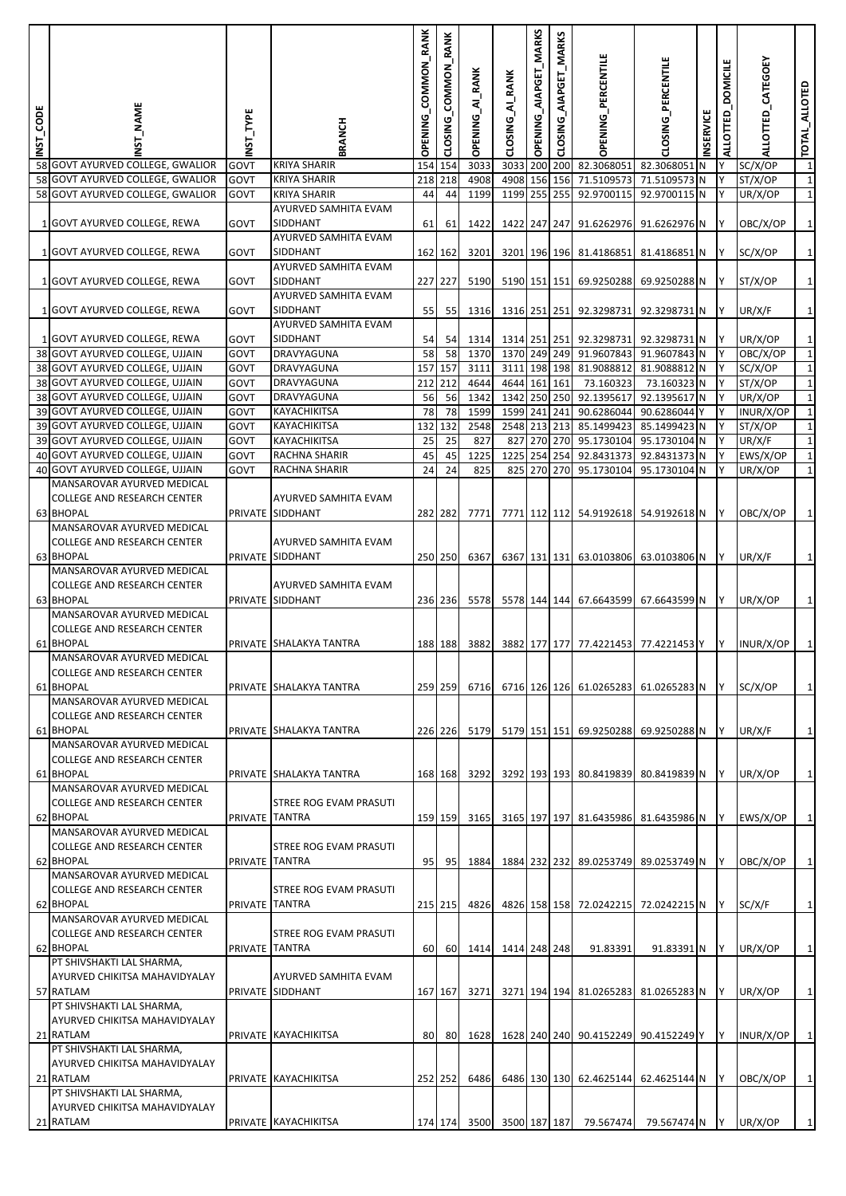| INST_CODE | INST_NAME | INST_TYPE | BRANCH | OPENING_COMMON_RANK | CLOSING_COMMON_RANK | OPENING_AI_RANK | CLOSING_AI_RANK | OPENING_AIAPGET_MARKS | CLOSING_AIAPGET_MARKS | OPENING_PERCENTILE | CLOSING_PERCENTILE | INSERVICE | ALLOTTED_DOMICILE | ALLOTTED_CATEGOEY | TOTAL_ALLOTED |
|---|---|---|---|---|---|---|---|---|---|---|---|---|---|---|---|
| 58 | GOVT AYURVED COLLEGE, GWALIOR | GOVT | KRIYA SHARIR | 154 | 154 | 3033 | 3033 | 200 | 200 | 82.3068051 | 82.3068051 | N | Y | SC/X/OP | 1 |
| 58 | GOVT AYURVED COLLEGE, GWALIOR | GOVT | KRIYA SHARIR | 218 | 218 | 4908 | 4908 | 156 | 156 | 71.5109573 | 71.5109573 | N | Y | ST/X/OP | 1 |
| 58 | GOVT AYURVED COLLEGE, GWALIOR | GOVT | KRIYA SHARIR | 44 | 44 | 1199 | 1199 | 255 | 255 | 92.9700115 | 92.9700115 | N | Y | UR/X/OP | 1 |
| 1 | GOVT AYURVED COLLEGE, REWA | GOVT | AYURVED SAMHITA EVAM SIDDHANT | 61 | 61 | 1422 | 1422 | 247 | 247 | 91.6262976 | 91.6262976 | N | Y | OBC/X/OP | 1 |
| 1 | GOVT AYURVED COLLEGE, REWA | GOVT | AYURVED SAMHITA EVAM SIDDHANT | 162 | 162 | 3201 | 3201 | 196 | 196 | 81.4186851 | 81.4186851 | N | Y | SC/X/OP | 1 |
| 1 | GOVT AYURVED COLLEGE, REWA | GOVT | AYURVED SAMHITA EVAM SIDDHANT | 227 | 227 | 5190 | 5190 | 151 | 151 | 69.9250288 | 69.9250288 | N | Y | ST/X/OP | 1 |
| 1 | GOVT AYURVED COLLEGE, REWA | GOVT | AYURVED SAMHITA EVAM SIDDHANT | 55 | 55 | 1316 | 1316 | 251 | 251 | 92.3298731 | 92.3298731 | N | Y | UR/X/F | 1 |
| 1 | GOVT AYURVED COLLEGE, REWA | GOVT | AYURVED SAMHITA EVAM SIDDHANT | 54 | 54 | 1314 | 1314 | 251 | 251 | 92.3298731 | 92.3298731 | N | Y | UR/X/OP | 1 |
| 38 | GOVT AYURVED COLLEGE, UJJAIN | GOVT | DRAVYAGUNA | 58 | 58 | 1370 | 1370 | 249 | 249 | 91.9607843 | 91.9607843 | N | Y | OBC/X/OP | 1 |
| 38 | GOVT AYURVED COLLEGE, UJJAIN | GOVT | DRAVYAGUNA | 157 | 157 | 3111 | 3111 | 198 | 198 | 81.9088812 | 81.9088812 | N | Y | SC/X/OP | 1 |
| 38 | GOVT AYURVED COLLEGE, UJJAIN | GOVT | DRAVYAGUNA | 212 | 212 | 4644 | 4644 | 161 | 161 | 73.160323 | 73.160323 | N | Y | ST/X/OP | 1 |
| 38 | GOVT AYURVED COLLEGE, UJJAIN | GOVT | DRAVYAGUNA | 56 | 56 | 1342 | 1342 | 250 | 250 | 92.1395617 | 92.1395617 | N | Y | UR/X/OP | 1 |
| 39 | GOVT AYURVED COLLEGE, UJJAIN | GOVT | KAYACHIKITSA | 78 | 78 | 1599 | 1599 | 241 | 241 | 90.6286044 | 90.6286044 | Y | Y | INUR/X/OP | 1 |
| 39 | GOVT AYURVED COLLEGE, UJJAIN | GOVT | KAYACHIKITSA | 132 | 132 | 2548 | 2548 | 213 | 213 | 85.1499423 | 85.1499423 | N | Y | ST/X/OP | 1 |
| 39 | GOVT AYURVED COLLEGE, UJJAIN | GOVT | KAYACHIKITSA | 25 | 25 | 827 | 827 | 270 | 270 | 95.1730104 | 95.1730104 | N | Y | UR/X/F | 1 |
| 40 | GOVT AYURVED COLLEGE, UJJAIN | GOVT | RACHNA SHARIR | 45 | 45 | 1225 | 1225 | 254 | 254 | 92.8431373 | 92.8431373 | N | Y | EWS/X/OP | 1 |
| 40 | GOVT AYURVED COLLEGE, UJJAIN | GOVT | RACHNA SHARIR | 24 | 24 | 825 | 825 | 270 | 270 | 95.1730104 | 95.1730104 | N | Y | UR/X/OP | 1 |
| 63 | MANSAROVAR AYURVED MEDICAL COLLEGE AND RESEARCH CENTER BHOPAL | PRIVATE | AYURVED SAMHITA EVAM SIDDHANT | 282 | 282 | 7771 | 7771 | 112 | 112 | 54.9192618 | 54.9192618 | N | Y | OBC/X/OP | 1 |
| 63 | MANSAROVAR AYURVED MEDICAL COLLEGE AND RESEARCH CENTER BHOPAL | PRIVATE | AYURVED SAMHITA EVAM SIDDHANT | 250 | 250 | 6367 | 6367 | 131 | 131 | 63.0103806 | 63.0103806 | N | Y | UR/X/F | 1 |
| 63 | MANSAROVAR AYURVED MEDICAL COLLEGE AND RESEARCH CENTER BHOPAL | PRIVATE | AYURVED SAMHITA EVAM SIDDHANT | 236 | 236 | 5578 | 5578 | 144 | 144 | 67.6643599 | 67.6643599 | N | Y | UR/X/OP | 1 |
| 61 | MANSAROVAR AYURVED MEDICAL COLLEGE AND RESEARCH CENTER BHOPAL | PRIVATE | SHALAKYA TANTRA | 188 | 188 | 3882 | 3882 | 177 | 177 | 77.4221453 | 77.4221453 | Y | Y | INUR/X/OP | 1 |
| 61 | MANSAROVAR AYURVED MEDICAL COLLEGE AND RESEARCH CENTER BHOPAL | PRIVATE | SHALAKYA TANTRA | 259 | 259 | 6716 | 6716 | 126 | 126 | 61.0265283 | 61.0265283 | N | Y | SC/X/OP | 1 |
| 61 | MANSAROVAR AYURVED MEDICAL COLLEGE AND RESEARCH CENTER BHOPAL | PRIVATE | SHALAKYA TANTRA | 226 | 226 | 5179 | 5179 | 151 | 151 | 69.9250288 | 69.9250288 | N | Y | UR/X/F | 1 |
| 61 | MANSAROVAR AYURVED MEDICAL COLLEGE AND RESEARCH CENTER BHOPAL | PRIVATE | SHALAKYA TANTRA | 168 | 168 | 3292 | 3292 | 193 | 193 | 80.8419839 | 80.8419839 | N | Y | UR/X/OP | 1 |
| 62 | MANSAROVAR AYURVED MEDICAL COLLEGE AND RESEARCH CENTER BHOPAL | PRIVATE | STREE ROG EVAM PRASUTI TANTRA | 159 | 159 | 3165 | 3165 | 197 | 197 | 81.6435986 | 81.6435986 | N | Y | EWS/X/OP | 1 |
| 62 | MANSAROVAR AYURVED MEDICAL COLLEGE AND RESEARCH CENTER BHOPAL | PRIVATE | STREE ROG EVAM PRASUTI TANTRA | 95 | 95 | 1884 | 1884 | 232 | 232 | 89.0253749 | 89.0253749 | N | Y | OBC/X/OP | 1 |
| 62 | MANSAROVAR AYURVED MEDICAL COLLEGE AND RESEARCH CENTER BHOPAL | PRIVATE | STREE ROG EVAM PRASUTI TANTRA | 215 | 215 | 4826 | 4826 | 158 | 158 | 72.0242215 | 72.0242215 | N | Y | SC/X/F | 1 |
| 62 | MANSAROVAR AYURVED MEDICAL COLLEGE AND RESEARCH CENTER BHOPAL | PRIVATE | STREE ROG EVAM PRASUTI TANTRA | 60 | 60 | 1414 | 1414 | 248 | 248 | 91.83391 | 91.83391 | N | Y | UR/X/OP | 1 |
| 57 | PT SHIVSHAKTI LAL SHARMA, AYURVED CHIKITSA MAHAVIDYALAY RATLAM | PRIVATE | AYURVED SAMHITA EVAM SIDDHANT | 167 | 167 | 3271 | 3271 | 194 | 194 | 81.0265283 | 81.0265283 | N | Y | UR/X/OP | 1 |
| 21 | PT SHIVSHAKTI LAL SHARMA, AYURVED CHIKITSA MAHAVIDYALAY RATLAM | PRIVATE | KAYACHIKITSA | 80 | 80 | 1628 | 1628 | 240 | 240 | 90.4152249 | 90.4152249 | Y | Y | INUR/X/OP | 1 |
| 21 | PT SHIVSHAKTI LAL SHARMA, AYURVED CHIKITSA MAHAVIDYALAY RATLAM | PRIVATE | KAYACHIKITSA | 252 | 252 | 6486 | 6486 | 130 | 130 | 62.4625144 | 62.4625144 | N | Y | OBC/X/OP | 1 |
| 21 | PT SHIVSHAKTI LAL SHARMA, AYURVED CHIKITSA MAHAVIDYALAY RATLAM | PRIVATE | KAYACHIKITSA | 174 | 174 | 3500 | 3500 | 187 | 187 | 79.567474 | 79.567474 | N | Y | UR/X/OP | 1 |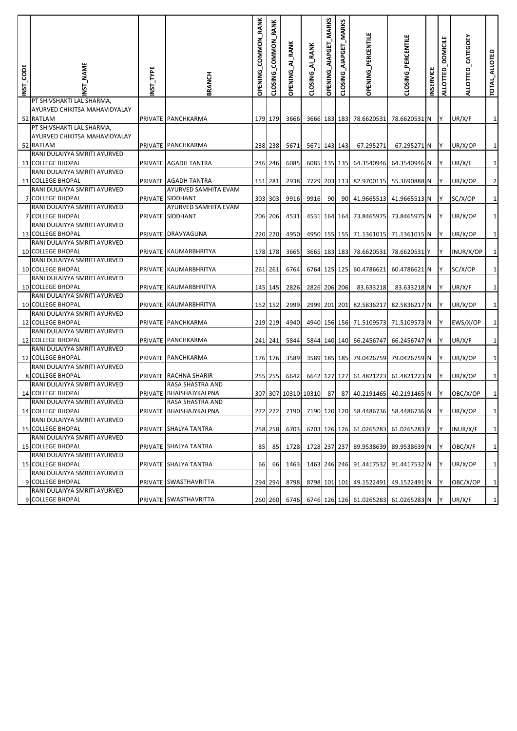| INST_CODE | INST_NAME | INST_TYPE | BRANCH | OPENING_COMMON_RANK | CLOSING_COMMON_RANK | OPENING_AI_RANK | CLOSING_AI_RANK | OPENING_AIAPGET_MARKS | CLOSING_AIAPGET_MARKS | OPENING_PERCENTILE | CLOSING_PERCENTILE | INSERVICE | ALLOTTED_DOMICILE | ALLOTTED_CATEGOEY | TOTAL_ALLOTED |
|---|---|---|---|---|---|---|---|---|---|---|---|---|---|---|---|
| 52 | PT SHIVSHAKTI LAL SHARMA, AYURVED CHIKITSA MAHAVIDYALAY RATLAM | PRIVATE | PANCHKARMA | 179 | 179 | 3666 | 3666 | 183 | 183 | 78.6620531 | 78.6620531 | N | Y | UR/X/F | 1 |
| 52 | PT SHIVSHAKTI LAL SHARMA, AYURVED CHIKITSA MAHAVIDYALAY RATLAM | PRIVATE | PANCHKARMA | 238 | 238 | 5671 | 5671 | 143 | 143 | 67.295271 | 67.295271 | N | Y | UR/X/OP | 1 |
| 11 | RANI DULAIYYA SMRITI AYURVED COLLEGE BHOPAL | PRIVATE | AGADH TANTRA | 246 | 246 | 6085 | 6085 | 135 | 135 | 64.3540946 | 64.3540946 | N | Y | UR/X/F | 1 |
| 11 | RANI DULAIYYA SMRITI AYURVED COLLEGE BHOPAL | PRIVATE | AGADH TANTRA | 151 | 281 | 2938 | 7729 | 203 | 113 | 82.9700115 | 55.3690888 | N | Y | UR/X/OP | 2 |
| 7 | RANI DULAIYYA SMRITI AYURVED COLLEGE BHOPAL | PRIVATE | AYURVED SAMHITA EVAM SIDDHANT | 303 | 303 | 9916 | 9916 | 90 | 90 | 41.9665513 | 41.9665513 | N | Y | SC/X/OP | 1 |
| 7 | RANI DULAIYYA SMRITI AYURVED COLLEGE BHOPAL | PRIVATE | AYURVED SAMHITA EVAM SIDDHANT | 206 | 206 | 4531 | 4531 | 164 | 164 | 73.8465975 | 73.8465975 | N | Y | UR/X/OP | 1 |
| 13 | RANI DULAIYYA SMRITI AYURVED COLLEGE BHOPAL | PRIVATE | DRAVYAGUNA | 220 | 220 | 4950 | 4950 | 155 | 155 | 71.1361015 | 71.1361015 | N | Y | UR/X/OP | 1 |
| 10 | RANI DULAIYYA SMRITI AYURVED COLLEGE BHOPAL | PRIVATE | KAUMARBHRITYA | 178 | 178 | 3665 | 3665 | 183 | 183 | 78.6620531 | 78.6620531 | Y | Y | INUR/X/OP | 1 |
| 10 | RANI DULAIYYA SMRITI AYURVED COLLEGE BHOPAL | PRIVATE | KAUMARBHRITYA | 261 | 261 | 6764 | 6764 | 125 | 125 | 60.4786621 | 60.4786621 | N | Y | SC/X/OP | 1 |
| 10 | RANI DULAIYYA SMRITI AYURVED COLLEGE BHOPAL | PRIVATE | KAUMARBHRITYA | 145 | 145 | 2826 | 2826 | 206 | 206 | 83.633218 | 83.633218 | N | Y | UR/X/F | 1 |
| 10 | RANI DULAIYYA SMRITI AYURVED COLLEGE BHOPAL | PRIVATE | KAUMARBHRITYA | 152 | 152 | 2999 | 2999 | 201 | 201 | 82.5836217 | 82.5836217 | N | Y | UR/X/OP | 1 |
| 12 | RANI DULAIYYA SMRITI AYURVED COLLEGE BHOPAL | PRIVATE | PANCHKARMA | 219 | 219 | 4940 | 4940 | 156 | 156 | 71.5109573 | 71.5109573 | N | Y | EWS/X/OP | 1 |
| 12 | RANI DULAIYYA SMRITI AYURVED COLLEGE BHOPAL | PRIVATE | PANCHKARMA | 241 | 241 | 5844 | 5844 | 140 | 140 | 66.2456747 | 66.2456747 | N | Y | UR/X/F | 1 |
| 12 | RANI DULAIYYA SMRITI AYURVED COLLEGE BHOPAL | PRIVATE | PANCHKARMA | 176 | 176 | 3589 | 3589 | 185 | 185 | 79.0426759 | 79.0426759 | N | Y | UR/X/OP | 1 |
| 8 | RANI DULAIYYA SMRITI AYURVED COLLEGE BHOPAL | PRIVATE | RACHNA SHARIR | 255 | 255 | 6642 | 6642 | 127 | 127 | 61.4821223 | 61.4821223 | N | Y | UR/X/OP | 1 |
| 14 | RANI DULAIYYA SMRITI AYURVED COLLEGE BHOPAL | PRIVATE | RASA SHASTRA AND BHAISHAJYKALPNA | 307 | 307 | 10310 | 10310 | 87 | 87 | 40.2191465 | 40.2191465 | N | Y | OBC/X/OP | 1 |
| 14 | RANI DULAIYYA SMRITI AYURVED COLLEGE BHOPAL | PRIVATE | RASA SHASTRA AND BHAISHAJYKALPNA | 272 | 272 | 7190 | 7190 | 120 | 120 | 58.4486736 | 58.4486736 | N | Y | UR/X/OP | 1 |
| 15 | RANI DULAIYYA SMRITI AYURVED COLLEGE BHOPAL | PRIVATE | SHALYA TANTRA | 258 | 258 | 6703 | 6703 | 126 | 126 | 61.0265283 | 61.0265283 | Y | Y | INUR/X/F | 1 |
| 15 | RANI DULAIYYA SMRITI AYURVED COLLEGE BHOPAL | PRIVATE | SHALYA TANTRA | 85 | 85 | 1728 | 1728 | 237 | 237 | 89.9538639 | 89.9538639 | N | Y | OBC/X/F | 1 |
| 15 | RANI DULAIYYA SMRITI AYURVED COLLEGE BHOPAL | PRIVATE | SHALYA TANTRA | 66 | 66 | 1463 | 1463 | 246 | 246 | 91.4417532 | 91.4417532 | N | Y | UR/X/OP | 1 |
| 9 | RANI DULAIYYA SMRITI AYURVED COLLEGE BHOPAL | PRIVATE | SWASTHAVRITTA | 294 | 294 | 8798 | 8798 | 101 | 101 | 49.1522491 | 49.1522491 | N | Y | OBC/X/OP | 1 |
| 9 | RANI DULAIYYA SMRITI AYURVED COLLEGE BHOPAL | PRIVATE | SWASTHAVRITTA | 260 | 260 | 6746 | 6746 | 126 | 126 | 61.0265283 | 61.0265283 | N | Y | UR/X/F | 1 |